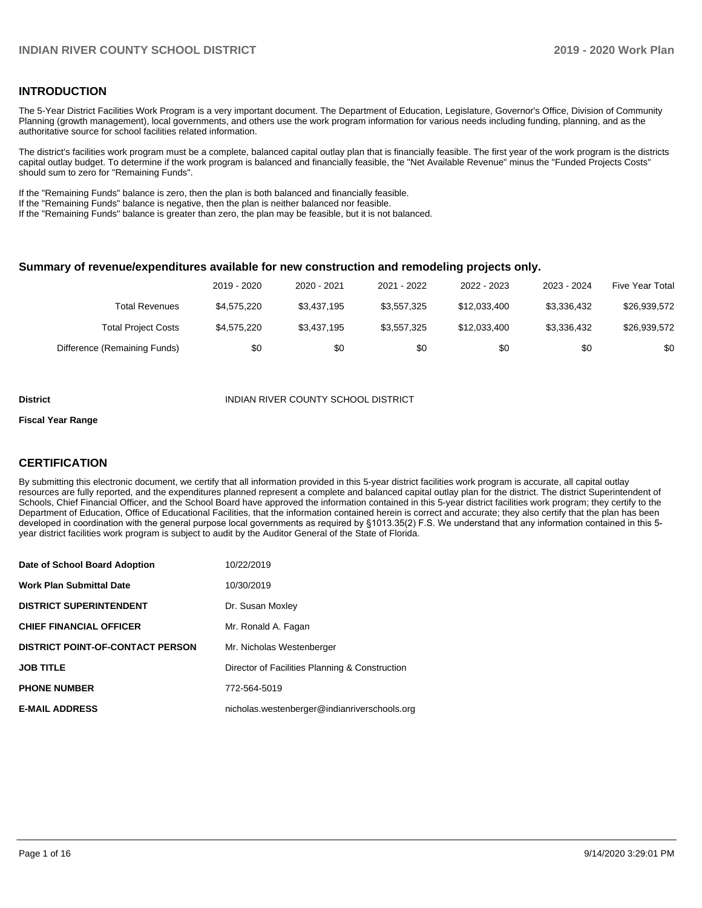## INTRODUCTION

The 5-Year District Facilities Work Program is a very important document. The Department of Education, Legislature, Governor's Office, Division of Community Planning (growth management), local governments, and others use the work program information for various needs including funding, planning, and as the authoritative source for school facilities related information.

The district's facilities work program must be a complete, balanced capital outlay plan that is financially feasible. The first year of the work program is the districts capital outlay budget. To determine if the work program is balanced and financially feasible, the "Net Available Revenue" minus the "Funded Projects Costs" should sum to zero for "Remaining Funds".

If the "Remaining Funds" balance is zero, then the plan is both balanced and financially feasible.
If the "Remaining Funds" balance is negative, then the plan is neither balanced nor feasible.
If the "Remaining Funds" balance is greater than zero, the plan may be feasible, but it is not balanced.

### Summary of revenue/expenditures available for new construction and remodeling projects only.

| | 2019 - 2020 | 2020 - 2021 | 2021 - 2022 | 2022 - 2023 | 2023 - 2024 | Five Year Total |
|---|---|---|---|---|---|---|
| Total Revenues | $4,575,220 | $3,437,195 | $3,557,325 | $12,033,400 | $3,336,432 | $26,939,572 |
| Total Project Costs | $4,575,220 | $3,437,195 | $3,557,325 | $12,033,400 | $3,336,432 | $26,939,572 |
| Difference (Remaining Funds) | $0 | $0 | $0 | $0 | $0 | $0 |

**District** INDIAN RIVER COUNTY SCHOOL DISTRICT

**Fiscal Year Range**

## CERTIFICATION

By submitting this electronic document, we certify that all information provided in this 5-year district facilities work program is accurate, all capital outlay resources are fully reported, and the expenditures planned represent a complete and balanced capital outlay plan for the district. The district Superintendent of Schools, Chief Financial Officer, and the School Board have approved the information contained in this 5-year district facilities work program; they certify to the Department of Education, Office of Educational Facilities, that the information contained herein is correct and accurate; they also certify that the plan has been developed in coordination with the general purpose local governments as required by §1013.35(2) F.S. We understand that any information contained in this 5-year district facilities work program is subject to audit by the Auditor General of the State of Florida.

| | |
|---|---|
| **Date of School Board Adoption** | 10/22/2019 |
| **Work Plan Submittal Date** | 10/30/2019 |
| **DISTRICT SUPERINTENDENT** | Dr. Susan Moxley |
| **CHIEF FINANCIAL OFFICER** | Mr. Ronald A. Fagan |
| **DISTRICT POINT-OF-CONTACT PERSON** | Mr. Nicholas Westenberger |
| **JOB TITLE** | Director of Facilities Planning & Construction |
| **PHONE NUMBER** | 772-564-5019 |
| **E-MAIL ADDRESS** | nicholas.westenberger@indianriverschools.org |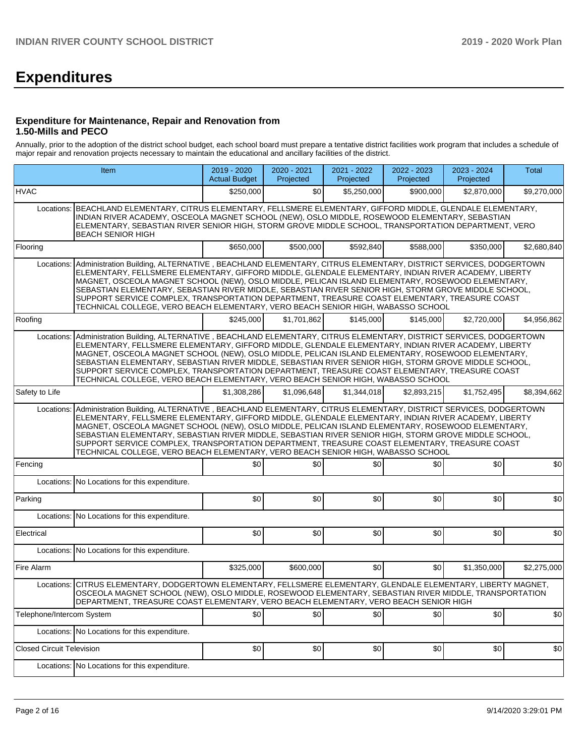# Expenditures

### Expenditure for Maintenance, Repair and Renovation from 1.50-Mills and PECO

Annually, prior to the adoption of the district school budget, each school board must prepare a tentative district facilities work program that includes a schedule of major repair and renovation projects necessary to maintain the educational and ancillary facilities of the district.

| Item | | 2019 - 2020 Actual Budget | 2020 - 2021 Projected | 2021 - 2022 Projected | 2022 - 2023 Projected | 2023 - 2024 Projected | Total |
|---|---|---|---|---|---|---|---|
| HVAC | | $250,000 | $0 | $5,250,000 | $900,000 | $2,870,000 | $9,270,000 |
| Locations: | BEACHLAND ELEMENTARY, CITRUS ELEMENTARY, FELLSMERE ELEMENTARY, GIFFORD MIDDLE, GLENDALE ELEMENTARY, INDIAN RIVER ACADEMY, OSCEOLA MAGNET SCHOOL (NEW), OSLO MIDDLE, ROSEWOOD ELEMENTARY, SEBASTIAN ELEMENTARY, SEBASTIAN RIVER SENIOR HIGH, STORM GROVE MIDDLE SCHOOL, TRANSPORTATION DEPARTMENT, VERO BEACH SENIOR HIGH | | | | | | |
| Flooring | | $650,000 | $500,000 | $592,840 | $588,000 | $350,000 | $2,680,840 |
| Locations: | Administration Building, ALTERNATIVE , BEACHLAND ELEMENTARY, CITRUS ELEMENTARY, DISTRICT SERVICES, DODGERTOWN ELEMENTARY, FELLSMERE ELEMENTARY, GIFFORD MIDDLE, GLENDALE ELEMENTARY, INDIAN RIVER ACADEMY, LIBERTY MAGNET, OSCEOLA MAGNET SCHOOL (NEW), OSLO MIDDLE, PELICAN ISLAND ELEMENTARY, ROSEWOOD ELEMENTARY, SEBASTIAN ELEMENTARY, SEBASTIAN RIVER MIDDLE, SEBASTIAN RIVER SENIOR HIGH, STORM GROVE MIDDLE SCHOOL, SUPPORT SERVICE COMPLEX, TRANSPORTATION DEPARTMENT, TREASURE COAST ELEMENTARY, TREASURE COAST TECHNICAL COLLEGE, VERO BEACH ELEMENTARY, VERO BEACH SENIOR HIGH, WABASSO SCHOOL | | | | | | |
| Roofing | | $245,000 | $1,701,862 | $145,000 | $145,000 | $2,720,000 | $4,956,862 |
| Locations: | Administration Building, ALTERNATIVE , BEACHLAND ELEMENTARY, CITRUS ELEMENTARY, DISTRICT SERVICES, DODGERTOWN ELEMENTARY, FELLSMERE ELEMENTARY, GIFFORD MIDDLE, GLENDALE ELEMENTARY, INDIAN RIVER ACADEMY, LIBERTY MAGNET, OSCEOLA MAGNET SCHOOL (NEW), OSLO MIDDLE, PELICAN ISLAND ELEMENTARY, ROSEWOOD ELEMENTARY, SEBASTIAN ELEMENTARY, SEBASTIAN RIVER MIDDLE, SEBASTIAN RIVER SENIOR HIGH, STORM GROVE MIDDLE SCHOOL, SUPPORT SERVICE COMPLEX, TRANSPORTATION DEPARTMENT, TREASURE COAST ELEMENTARY, TREASURE COAST TECHNICAL COLLEGE, VERO BEACH ELEMENTARY, VERO BEACH SENIOR HIGH, WABASSO SCHOOL | | | | | | |
| Safety to Life | | $1,308,286 | $1,096,648 | $1,344,018 | $2,893,215 | $1,752,495 | $8,394,662 |
| Locations: | Administration Building, ALTERNATIVE , BEACHLAND ELEMENTARY, CITRUS ELEMENTARY, DISTRICT SERVICES, DODGERTOWN ELEMENTARY, FELLSMERE ELEMENTARY, GIFFORD MIDDLE, GLENDALE ELEMENTARY, INDIAN RIVER ACADEMY, LIBERTY MAGNET, OSCEOLA MAGNET SCHOOL (NEW), OSLO MIDDLE, PELICAN ISLAND ELEMENTARY, ROSEWOOD ELEMENTARY, SEBASTIAN ELEMENTARY, SEBASTIAN RIVER MIDDLE, SEBASTIAN RIVER SENIOR HIGH, STORM GROVE MIDDLE SCHOOL, SUPPORT SERVICE COMPLEX, TRANSPORTATION DEPARTMENT, TREASURE COAST ELEMENTARY, TREASURE COAST TECHNICAL COLLEGE, VERO BEACH ELEMENTARY, VERO BEACH SENIOR HIGH, WABASSO SCHOOL | | | | | | |
| Fencing | | $0 | $0 | $0 | $0 | $0 | $0 |
| Locations: | No Locations for this expenditure. | | | | | | |
| Parking | | $0 | $0 | $0 | $0 | $0 | $0 |
| Locations: | No Locations for this expenditure. | | | | | | |
| Electrical | | $0 | $0 | $0 | $0 | $0 | $0 |
| Locations: | No Locations for this expenditure. | | | | | | |
| Fire Alarm | | $325,000 | $600,000 | $0 | $0 | $1,350,000 | $2,275,000 |
| Locations: | CITRUS ELEMENTARY, DODGERTOWN ELEMENTARY, FELLSMERE ELEMENTARY, GLENDALE ELEMENTARY, LIBERTY MAGNET, OSCEOLA MAGNET SCHOOL (NEW), OSLO MIDDLE, ROSEWOOD ELEMENTARY, SEBASTIAN RIVER MIDDLE, TRANSPORTATION DEPARTMENT, TREASURE COAST ELEMENTARY, VERO BEACH ELEMENTARY, VERO BEACH SENIOR HIGH | | | | | | |
| Telephone/Intercom System | | $0 | $0 | $0 | $0 | $0 | $0 |
| Locations: | No Locations for this expenditure. | | | | | | |
| Closed Circuit Television | | $0 | $0 | $0 | $0 | $0 | $0 |
| Locations: | No Locations for this expenditure. | | | | | | |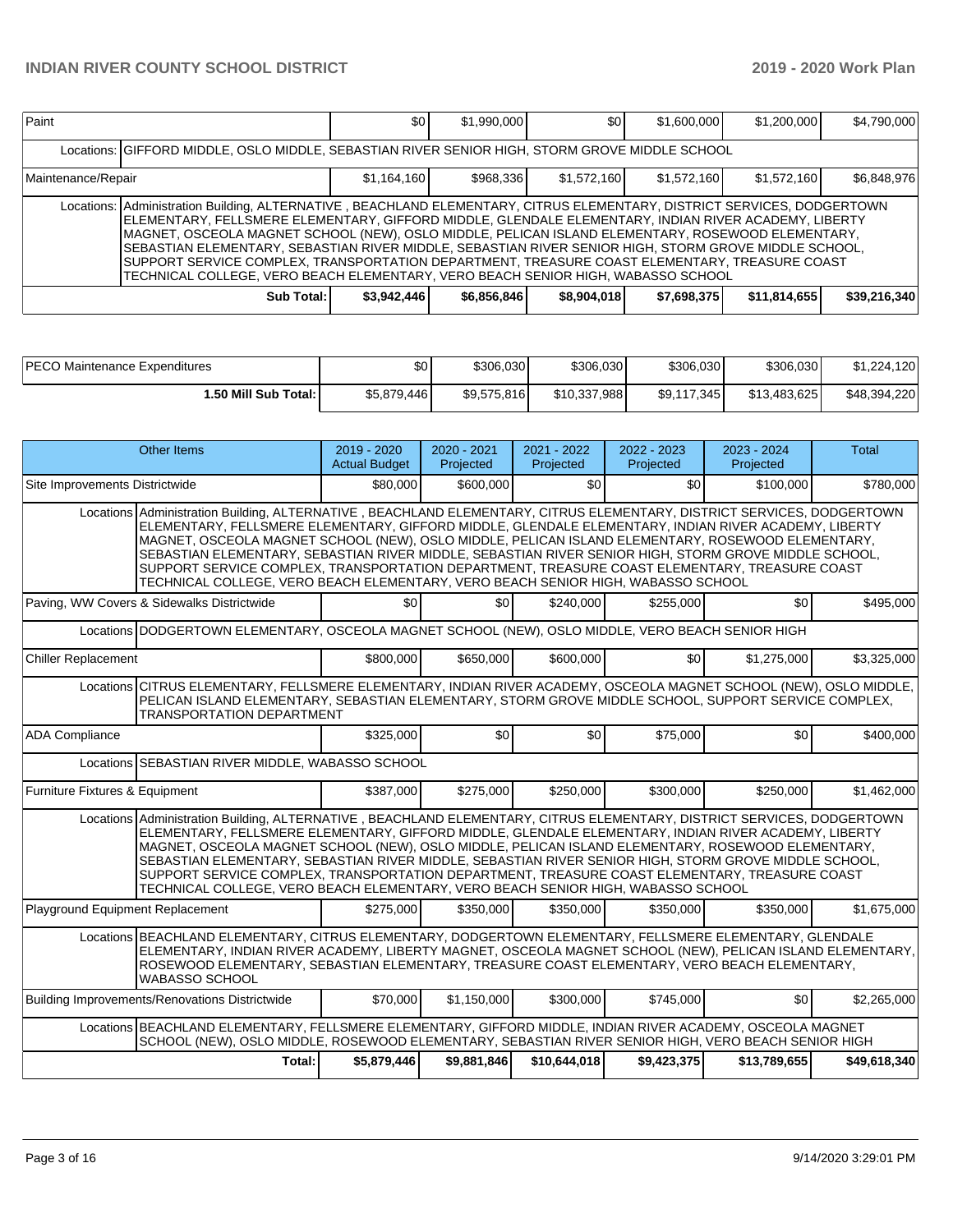| | | | | | | |
|---|---|---|---|---|---|---|
| Paint | | $0 | $1,990,000 | $0 | $1,600,000 | $1,200,000 | $4,790,000 |
| Locations: | GIFFORD MIDDLE, OSLO MIDDLE, SEBASTIAN RIVER SENIOR HIGH, STORM GROVE MIDDLE SCHOOL | | | | | | |
| Maintenance/Repair | | $1,164,160 | $968,336 | $1,572,160 | $1,572,160 | $1,572,160 | $6,848,976 |
| Locations: | Administration Building, ALTERNATIVE , BEACHLAND ELEMENTARY, CITRUS ELEMENTARY, DISTRICT SERVICES, DODGERTOWN ELEMENTARY, FELLSMERE ELEMENTARY, GIFFORD MIDDLE, GLENDALE ELEMENTARY, INDIAN RIVER ACADEMY, LIBERTY MAGNET, OSCEOLA MAGNET SCHOOL (NEW), OSLO MIDDLE, PELICAN ISLAND ELEMENTARY, ROSEWOOD ELEMENTARY, SEBASTIAN ELEMENTARY, SEBASTIAN RIVER MIDDLE, SEBASTIAN RIVER SENIOR HIGH, STORM GROVE MIDDLE SCHOOL, SUPPORT SERVICE COMPLEX, TRANSPORTATION DEPARTMENT, TREASURE COAST ELEMENTARY, TREASURE COAST TECHNICAL COLLEGE, VERO BEACH ELEMENTARY, VERO BEACH SENIOR HIGH, WABASSO SCHOOL | | | | | | |
| | **Sub Total:** | **$3,942,446** | **$6,856,846** | **$8,904,018** | **$7,698,375** | **$11,814,655** | **$39,216,340** |

| | | | | | | |
|---|---|---|---|---|---|---|
| PECO Maintenance Expenditures | $0 | $306,030 | $306,030 | $306,030 | $306,030 | $1,224,120 |
| **1.50 Mill Sub Total:** | $5,879,446 | $9,575,816 | $10,337,988 | $9,117,345 | $13,483,625 | $48,394,220 |

| Other Items | | 2019 - 2020 Actual Budget | 2020 - 2021 Projected | 2021 - 2022 Projected | 2022 - 2023 Projected | 2023 - 2024 Projected | Total |
|---|---|---|---|---|---|---|---|
| Site Improvements Districtwide | | $80,000 | $600,000 | $0 | $0 | $100,000 | $780,000 |
| Locations | Administration Building, ALTERNATIVE , BEACHLAND ELEMENTARY, CITRUS ELEMENTARY, DISTRICT SERVICES, DODGERTOWN ELEMENTARY, FELLSMERE ELEMENTARY, GIFFORD MIDDLE, GLENDALE ELEMENTARY, INDIAN RIVER ACADEMY, LIBERTY MAGNET, OSCEOLA MAGNET SCHOOL (NEW), OSLO MIDDLE, PELICAN ISLAND ELEMENTARY, ROSEWOOD ELEMENTARY, SEBASTIAN ELEMENTARY, SEBASTIAN RIVER MIDDLE, SEBASTIAN RIVER SENIOR HIGH, STORM GROVE MIDDLE SCHOOL, SUPPORT SERVICE COMPLEX, TRANSPORTATION DEPARTMENT, TREASURE COAST ELEMENTARY, TREASURE COAST TECHNICAL COLLEGE, VERO BEACH ELEMENTARY, VERO BEACH SENIOR HIGH, WABASSO SCHOOL | | | | | | |
| Paving, WW Covers & Sidewalks Districtwide | | $0 | $0 | $240,000 | $255,000 | $0 | $495,000 |
| Locations | DODGERTOWN ELEMENTARY, OSCEOLA MAGNET SCHOOL (NEW), OSLO MIDDLE, VERO BEACH SENIOR HIGH | | | | | | |
| Chiller Replacement | | $800,000 | $650,000 | $600,000 | $0 | $1,275,000 | $3,325,000 |
| Locations | CITRUS ELEMENTARY, FELLSMERE ELEMENTARY, INDIAN RIVER ACADEMY, OSCEOLA MAGNET SCHOOL (NEW), OSLO MIDDLE, PELICAN ISLAND ELEMENTARY, SEBASTIAN ELEMENTARY, STORM GROVE MIDDLE SCHOOL, SUPPORT SERVICE COMPLEX, TRANSPORTATION DEPARTMENT | | | | | | |
| ADA Compliance | | $325,000 | $0 | $0 | $75,000 | $0 | $400,000 |
| Locations | SEBASTIAN RIVER MIDDLE, WABASSO SCHOOL | | | | | | |
| Furniture Fixtures & Equipment | | $387,000 | $275,000 | $250,000 | $300,000 | $250,000 | $1,462,000 |
| Locations | Administration Building, ALTERNATIVE , BEACHLAND ELEMENTARY, CITRUS ELEMENTARY, DISTRICT SERVICES, DODGERTOWN ELEMENTARY, FELLSMERE ELEMENTARY, GIFFORD MIDDLE, GLENDALE ELEMENTARY, INDIAN RIVER ACADEMY, LIBERTY MAGNET, OSCEOLA MAGNET SCHOOL (NEW), OSLO MIDDLE, PELICAN ISLAND ELEMENTARY, ROSEWOOD ELEMENTARY, SEBASTIAN ELEMENTARY, SEBASTIAN RIVER MIDDLE, SEBASTIAN RIVER SENIOR HIGH, STORM GROVE MIDDLE SCHOOL, SUPPORT SERVICE COMPLEX, TRANSPORTATION DEPARTMENT, TREASURE COAST ELEMENTARY, TREASURE COAST TECHNICAL COLLEGE, VERO BEACH ELEMENTARY, VERO BEACH SENIOR HIGH, WABASSO SCHOOL | | | | | | |
| Playground Equipment Replacement | | $275,000 | $350,000 | $350,000 | $350,000 | $350,000 | $1,675,000 |
| Locations | BEACHLAND ELEMENTARY, CITRUS ELEMENTARY, DODGERTOWN ELEMENTARY, FELLSMERE ELEMENTARY, GLENDALE ELEMENTARY, INDIAN RIVER ACADEMY, LIBERTY MAGNET, OSCEOLA MAGNET SCHOOL (NEW), PELICAN ISLAND ELEMENTARY, ROSEWOOD ELEMENTARY, SEBASTIAN ELEMENTARY, TREASURE COAST ELEMENTARY, VERO BEACH ELEMENTARY, WABASSO SCHOOL | | | | | | |
| Building Improvements/Renovations Districtwide | | $70,000 | $1,150,000 | $300,000 | $745,000 | $0 | $2,265,000 |
| Locations | BEACHLAND ELEMENTARY, FELLSMERE ELEMENTARY, GIFFORD MIDDLE, INDIAN RIVER ACADEMY, OSCEOLA MAGNET SCHOOL (NEW), OSLO MIDDLE, ROSEWOOD ELEMENTARY, SEBASTIAN RIVER SENIOR HIGH, VERO BEACH SENIOR HIGH | | | | | | |
| | **Total:** | **$5,879,446** | **$9,881,846** | **$10,644,018** | **$9,423,375** | **$13,789,655** | **$49,618,340** |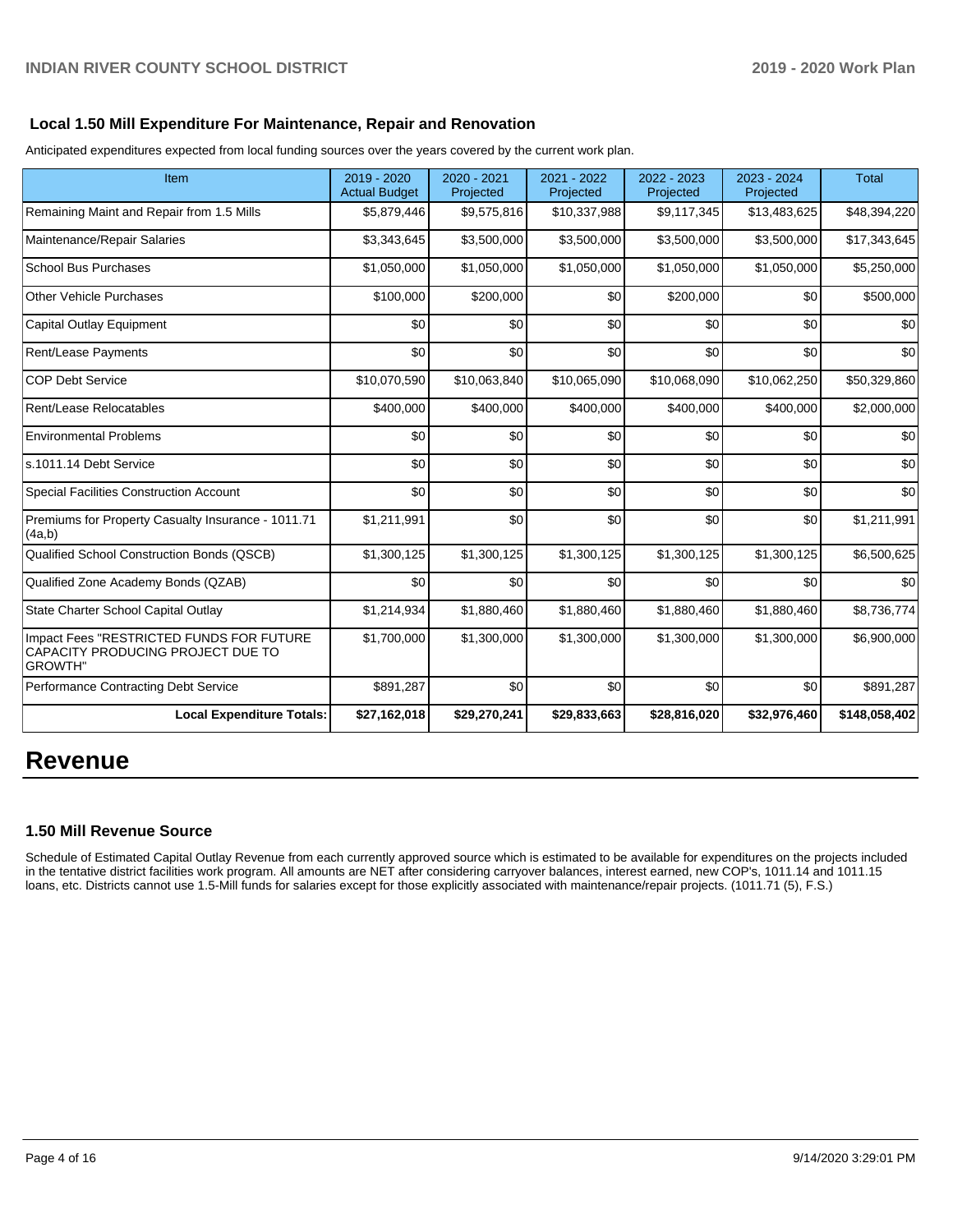### Local 1.50 Mill Expenditure For Maintenance, Repair and Renovation

Anticipated expenditures expected from local funding sources over the years covered by the current work plan.

| Item | 2019 - 2020 Actual Budget | 2020 - 2021 Projected | 2021 - 2022 Projected | 2022 - 2023 Projected | 2023 - 2024 Projected | Total |
|---|---|---|---|---|---|---|
| Remaining Maint and Repair from 1.5 Mills | $5,879,446 | $9,575,816 | $10,337,988 | $9,117,345 | $13,483,625 | $48,394,220 |
| Maintenance/Repair Salaries | $3,343,645 | $3,500,000 | $3,500,000 | $3,500,000 | $3,500,000 | $17,343,645 |
| School Bus Purchases | $1,050,000 | $1,050,000 | $1,050,000 | $1,050,000 | $1,050,000 | $5,250,000 |
| Other Vehicle Purchases | $100,000 | $200,000 | $0 | $200,000 | $0 | $500,000 |
| Capital Outlay Equipment | $0 | $0 | $0 | $0 | $0 | $0 |
| Rent/Lease Payments | $0 | $0 | $0 | $0 | $0 | $0 |
| COP Debt Service | $10,070,590 | $10,063,840 | $10,065,090 | $10,068,090 | $10,062,250 | $50,329,860 |
| Rent/Lease Relocatables | $400,000 | $400,000 | $400,000 | $400,000 | $400,000 | $2,000,000 |
| Environmental Problems | $0 | $0 | $0 | $0 | $0 | $0 |
| s.1011.14 Debt Service | $0 | $0 | $0 | $0 | $0 | $0 |
| Special Facilities Construction Account | $0 | $0 | $0 | $0 | $0 | $0 |
| Premiums for Property Casualty Insurance - 1011.71 (4a,b) | $1,211,991 | $0 | $0 | $0 | $0 | $1,211,991 |
| Qualified School Construction Bonds (QSCB) | $1,300,125 | $1,300,125 | $1,300,125 | $1,300,125 | $1,300,125 | $6,500,625 |
| Qualified Zone Academy Bonds (QZAB) | $0 | $0 | $0 | $0 | $0 | $0 |
| State Charter School Capital Outlay | $1,214,934 | $1,880,460 | $1,880,460 | $1,880,460 | $1,880,460 | $8,736,774 |
| Impact Fees "RESTRICTED FUNDS FOR FUTURE CAPACITY PRODUCING PROJECT DUE TO GROWTH" | $1,700,000 | $1,300,000 | $1,300,000 | $1,300,000 | $1,300,000 | $6,900,000 |
| Performance Contracting Debt Service | $891,287 | $0 | $0 | $0 | $0 | $891,287 |
| **Local Expenditure Totals:** | **$27,162,018** | **$29,270,241** | **$29,833,663** | **$28,816,020** | **$32,976,460** | **$148,058,402** |

# Revenue

### 1.50 Mill Revenue Source

Schedule of Estimated Capital Outlay Revenue from each currently approved source which is estimated to be available for expenditures on the projects included in the tentative district facilities work program. All amounts are NET after considering carryover balances, interest earned, new COP's, 1011.14 and 1011.15 loans, etc. Districts cannot use 1.5-Mill funds for salaries except for those explicitly associated with maintenance/repair projects. (1011.71 (5), F.S.)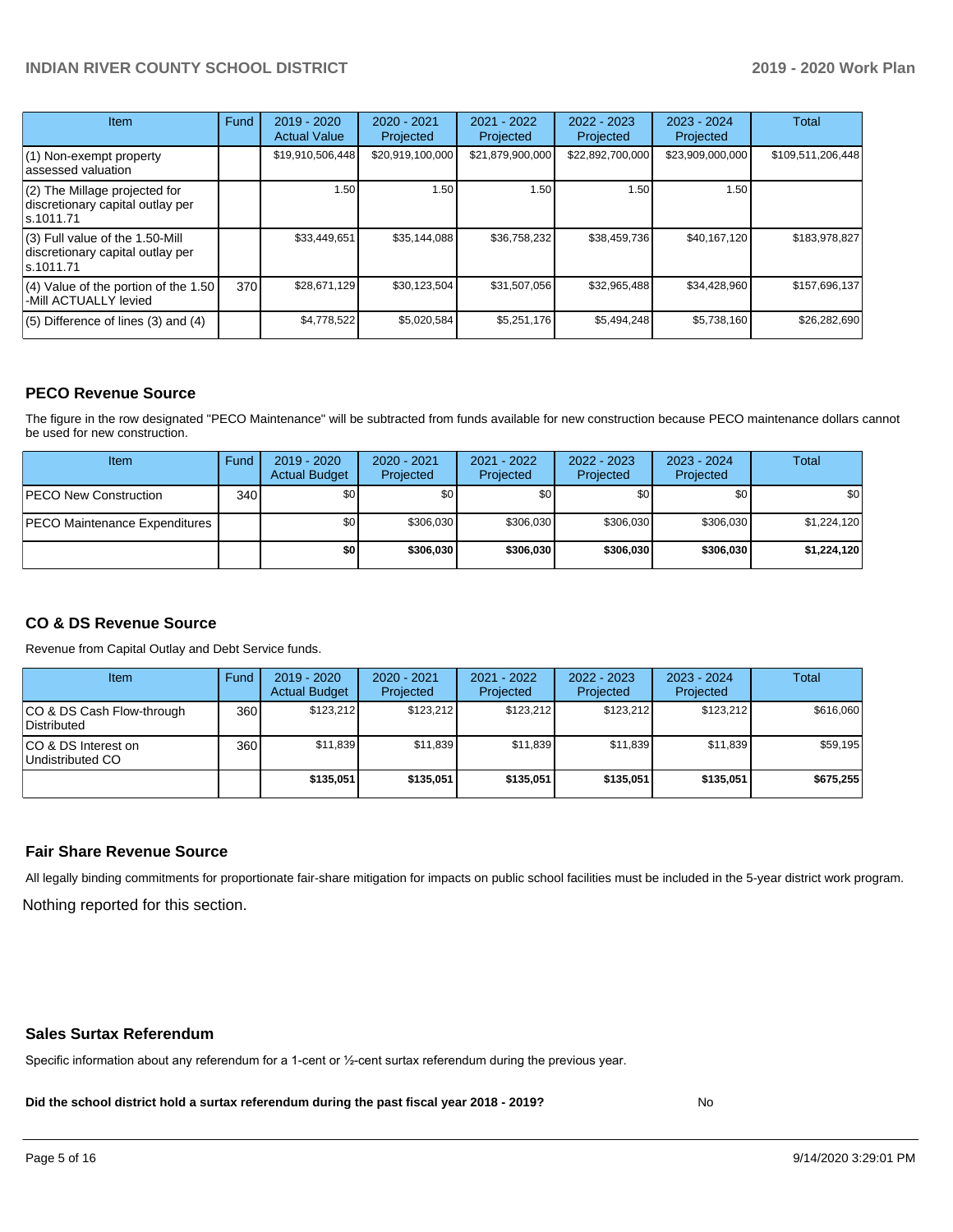| Item | Fund | 2019 - 2020 Actual Value | 2020 - 2021 Projected | 2021 - 2022 Projected | 2022 - 2023 Projected | 2023 - 2024 Projected | Total |
|---|---|---|---|---|---|---|---|
| (1) Non-exempt property assessed valuation | | $19,910,506,448 | $20,919,100,000 | $21,879,900,000 | $22,892,700,000 | $23,909,000,000 | $109,511,206,448 |
| (2) The Millage projected for discretionary capital outlay per s.1011.71 | | 1.50 | 1.50 | 1.50 | 1.50 | 1.50 | |
| (3) Full value of the 1.50-Mill discretionary capital outlay per s.1011.71 | | $33,449,651 | $35,144,088 | $36,758,232 | $38,459,736 | $40,167,120 | $183,978,827 |
| (4) Value of the portion of the 1.50 -Mill ACTUALLY levied | 370 | $28,671,129 | $30,123,504 | $31,507,056 | $32,965,488 | $34,428,960 | $157,696,137 |
| (5) Difference of lines (3) and (4) | | $4,778,522 | $5,020,584 | $5,251,176 | $5,494,248 | $5,738,160 | $26,282,690 |

## PECO Revenue Source

The figure in the row designated "PECO Maintenance" will be subtracted from funds available for new construction because PECO maintenance dollars cannot be used for new construction.

| Item | Fund | 2019 - 2020 Actual Budget | 2020 - 2021 Projected | 2021 - 2022 Projected | 2022 - 2023 Projected | 2023 - 2024 Projected | Total |
|---|---|---|---|---|---|---|---|
| PECO New Construction | 340 | $0 | $0 | $0 | $0 | $0 | $0 |
| PECO Maintenance Expenditures | | $0 | $306,030 | $306,030 | $306,030 | $306,030 | $1,224,120 |
| | | **$0** | **$306,030** | **$306,030** | **$306,030** | **$306,030** | **$1,224,120** |

## CO & DS Revenue Source

Revenue from Capital Outlay and Debt Service funds.

| Item | Fund | 2019 - 2020 Actual Budget | 2020 - 2021 Projected | 2021 - 2022 Projected | 2022 - 2023 Projected | 2023 - 2024 Projected | Total |
|---|---|---|---|---|---|---|---|
| CO & DS Cash Flow-through Distributed | 360 | $123,212 | $123,212 | $123,212 | $123,212 | $123,212 | $616,060 |
| CO & DS Interest on Undistributed CO | 360 | $11,839 | $11,839 | $11,839 | $11,839 | $11,839 | $59,195 |
| | | **$135,051** | **$135,051** | **$135,051** | **$135,051** | **$135,051** | **$675,255** |

## Fair Share Revenue Source

All legally binding commitments for proportionate fair-share mitigation for impacts on public school facilities must be included in the 5-year district work program.

Nothing reported for this section.

## Sales Surtax Referendum

Specific information about any referendum for a 1-cent or ½-cent surtax referendum during the previous year.

**Did the school district hold a surtax referendum during the past fiscal year 2018 - 2019?** No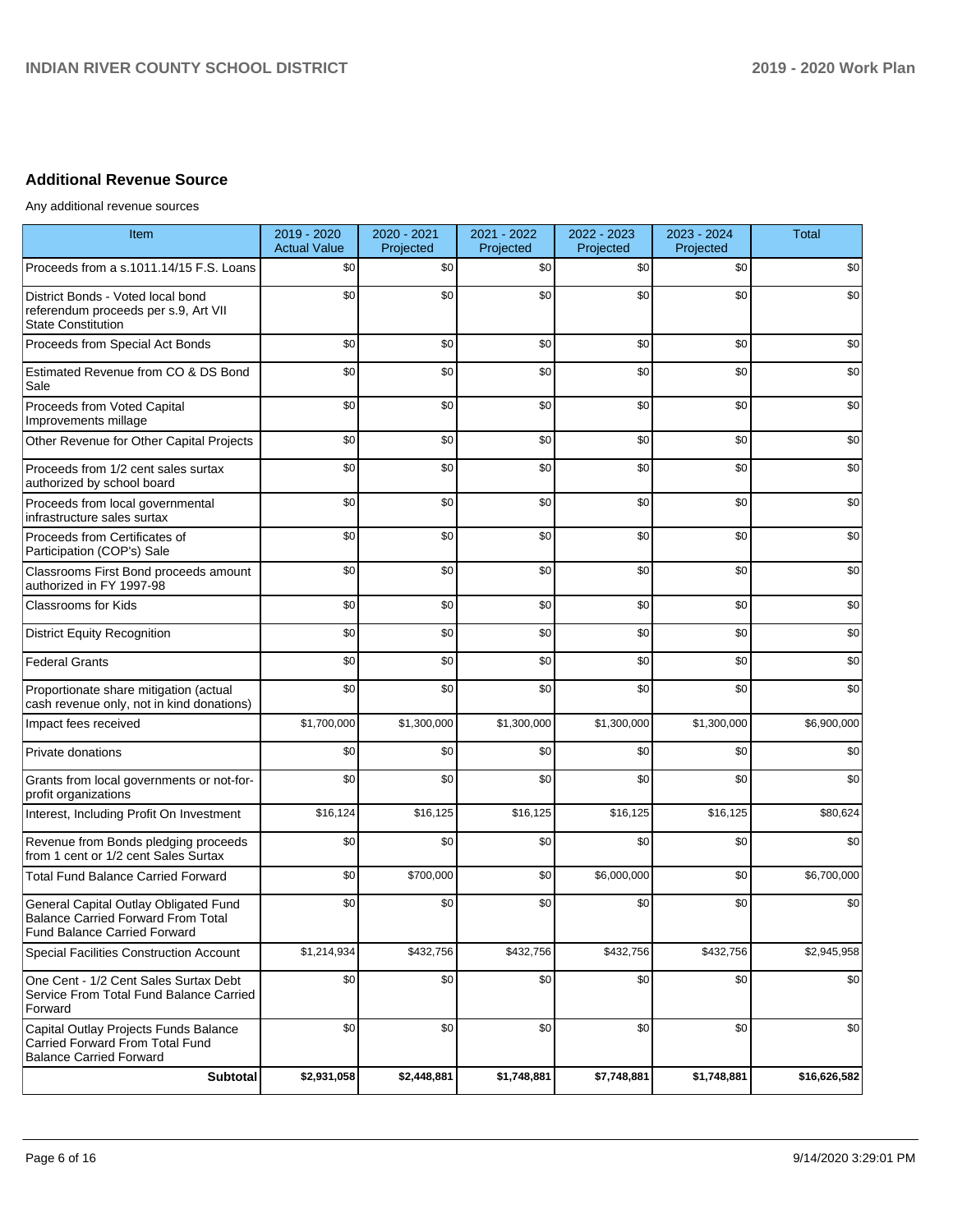## Additional Revenue Source

Any additional revenue sources

| Item | 2019 - 2020 Actual Value | 2020 - 2021 Projected | 2021 - 2022 Projected | 2022 - 2023 Projected | 2023 - 2024 Projected | Total |
|---|---|---|---|---|---|---|
| Proceeds from a s.1011.14/15 F.S. Loans | $0 | $0 | $0 | $0 | $0 | $0 |
| District Bonds - Voted local bond referendum proceeds per s.9, Art VII State Constitution | $0 | $0 | $0 | $0 | $0 | $0 |
| Proceeds from Special Act Bonds | $0 | $0 | $0 | $0 | $0 | $0 |
| Estimated Revenue from CO & DS Bond Sale | $0 | $0 | $0 | $0 | $0 | $0 |
| Proceeds from Voted Capital Improvements millage | $0 | $0 | $0 | $0 | $0 | $0 |
| Other Revenue for Other Capital Projects | $0 | $0 | $0 | $0 | $0 | $0 |
| Proceeds from 1/2 cent sales surtax authorized by school board | $0 | $0 | $0 | $0 | $0 | $0 |
| Proceeds from local governmental infrastructure sales surtax | $0 | $0 | $0 | $0 | $0 | $0 |
| Proceeds from Certificates of Participation (COP's) Sale | $0 | $0 | $0 | $0 | $0 | $0 |
| Classrooms First Bond proceeds amount authorized in FY 1997-98 | $0 | $0 | $0 | $0 | $0 | $0 |
| Classrooms for Kids | $0 | $0 | $0 | $0 | $0 | $0 |
| District Equity Recognition | $0 | $0 | $0 | $0 | $0 | $0 |
| Federal Grants | $0 | $0 | $0 | $0 | $0 | $0 |
| Proportionate share mitigation (actual cash revenue only, not in kind donations) | $0 | $0 | $0 | $0 | $0 | $0 |
| Impact fees received | $1,700,000 | $1,300,000 | $1,300,000 | $1,300,000 | $1,300,000 | $6,900,000 |
| Private donations | $0 | $0 | $0 | $0 | $0 | $0 |
| Grants from local governments or not-for-profit organizations | $0 | $0 | $0 | $0 | $0 | $0 |
| Interest, Including Profit On Investment | $16,124 | $16,125 | $16,125 | $16,125 | $16,125 | $80,624 |
| Revenue from Bonds pledging proceeds from 1 cent or 1/2 cent Sales Surtax | $0 | $0 | $0 | $0 | $0 | $0 |
| Total Fund Balance Carried Forward | $0 | $700,000 | $0 | $6,000,000 | $0 | $6,700,000 |
| General Capital Outlay Obligated Fund Balance Carried Forward From Total Fund Balance Carried Forward | $0 | $0 | $0 | $0 | $0 | $0 |
| Special Facilities Construction Account | $1,214,934 | $432,756 | $432,756 | $432,756 | $432,756 | $2,945,958 |
| One Cent - 1/2 Cent Sales Surtax Debt Service From Total Fund Balance Carried Forward | $0 | $0 | $0 | $0 | $0 | $0 |
| Capital Outlay Projects Funds Balance Carried Forward From Total Fund Balance Carried Forward | $0 | $0 | $0 | $0 | $0 | $0 |
| **Subtotal** | **$2,931,058** | **$2,448,881** | **$1,748,881** | **$7,748,881** | **$1,748,881** | **$16,626,582** |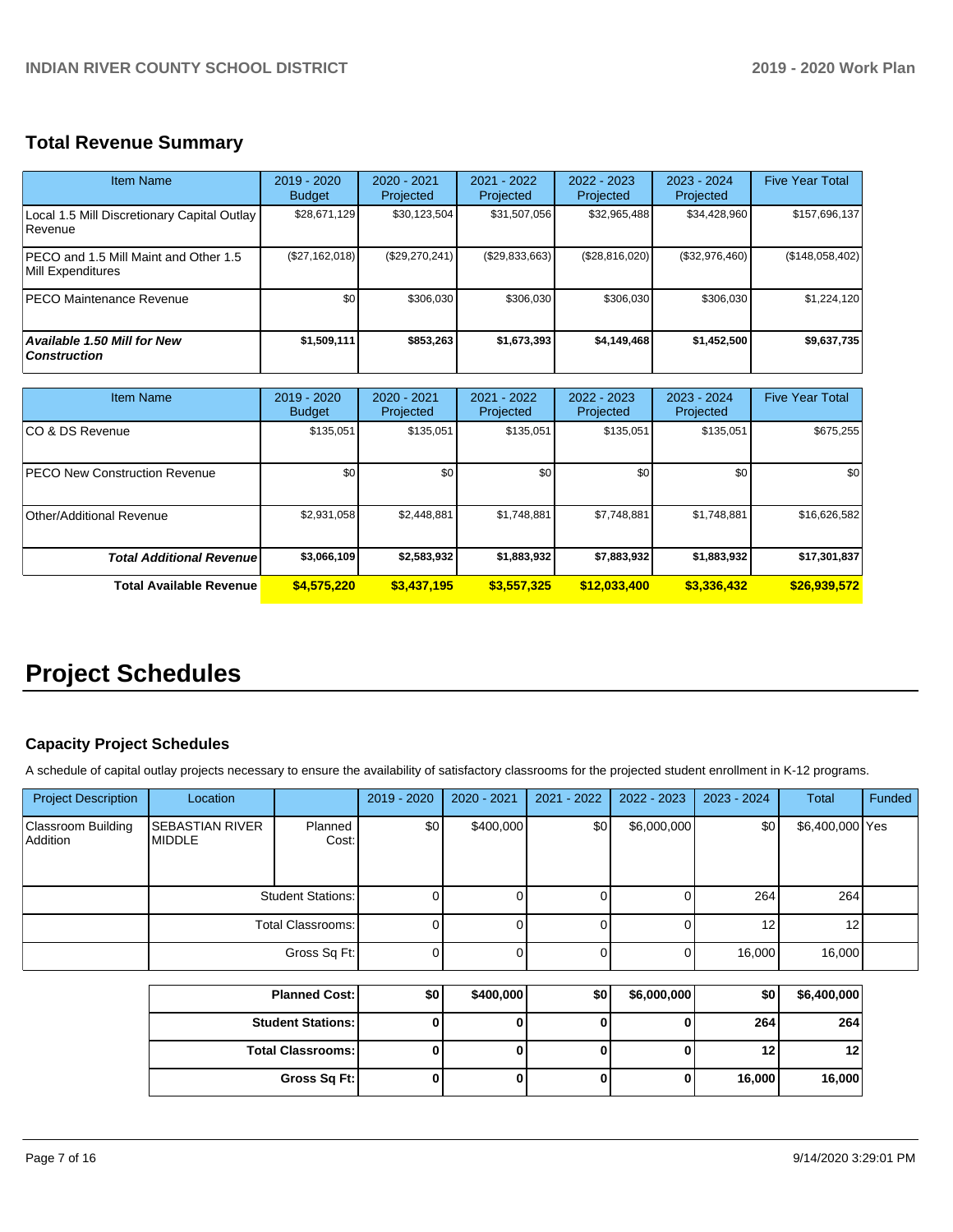## Total Revenue Summary

| Item Name | 2019 - 2020 Budget | 2020 - 2021 Projected | 2021 - 2022 Projected | 2022 - 2023 Projected | 2023 - 2024 Projected | Five Year Total |
|---|---|---|---|---|---|---|
| Local 1.5 Mill Discretionary Capital Outlay Revenue | $28,671,129 | $30,123,504 | $31,507,056 | $32,965,488 | $34,428,960 | $157,696,137 |
| PECO and 1.5 Mill Maint and Other 1.5 Mill Expenditures | ($27,162,018) | ($29,270,241) | ($29,833,663) | ($28,816,020) | ($32,976,460) | ($148,058,402) |
| PECO Maintenance Revenue | $0 | $306,030 | $306,030 | $306,030 | $306,030 | $1,224,120 |
| ***Available 1.50 Mill for New Construction*** | **$1,509,111** | **$853,263** | **$1,673,393** | **$4,149,468** | **$1,452,500** | **$9,637,735** |

| Item Name | 2019 - 2020 Budget | 2020 - 2021 Projected | 2021 - 2022 Projected | 2022 - 2023 Projected | 2023 - 2024 Projected | Five Year Total |
|---|---|---|---|---|---|---|
| CO & DS Revenue | $135,051 | $135,051 | $135,051 | $135,051 | $135,051 | $675,255 |
| PECO New Construction Revenue | $0 | $0 | $0 | $0 | $0 | $0 |
| Other/Additional Revenue | $2,931,058 | $2,448,881 | $1,748,881 | $7,748,881 | $1,748,881 | $16,626,582 |
| ***Total Additional Revenue*** | **$3,066,109** | **$2,583,932** | **$1,883,932** | **$7,883,932** | **$1,883,932** | **$17,301,837** |
| **Total Available Revenue** | **$4,575,220** | **$3,437,195** | **$3,557,325** | **$12,033,400** | **$3,336,432** | **$26,939,572** |

# Project Schedules

### Capacity Project Schedules

A schedule of capital outlay projects necessary to ensure the availability of satisfactory classrooms for the projected student enrollment in K-12 programs.

| Project Description | Location | | 2019 - 2020 | 2020 - 2021 | 2021 - 2022 | 2022 - 2023 | 2023 - 2024 | Total | Funded |
|---|---|---|---|---|---|---|---|---|---|
| Classroom Building Addition | SEBASTIAN RIVER MIDDLE | Planned Cost: | $0 | $400,000 | $0 | $6,000,000 | $0 | $6,400,000 | Yes |
| | | Student Stations: | 0 | 0 | 0 | 0 | 264 | 264 | |
| | | Total Classrooms: | 0 | 0 | 0 | 0 | 12 | 12 | |
| | | Gross Sq Ft: | 0 | 0 | 0 | 0 | 16,000 | 16,000 | |

| | 2019 - 2020 | 2020 - 2021 | 2021 - 2022 | 2022 - 2023 | 2023 - 2024 | Total |
|---|---|---|---|---|---|---|
| **Planned Cost:** | **$0** | **$400,000** | **$0** | **$6,000,000** | **$0** | **$6,400,000** |
| **Student Stations:** | **0** | **0** | **0** | **0** | **264** | **264** |
| **Total Classrooms:** | **0** | **0** | **0** | **0** | **12** | **12** |
| **Gross Sq Ft:** | **0** | **0** | **0** | **0** | **16,000** | **16,000** |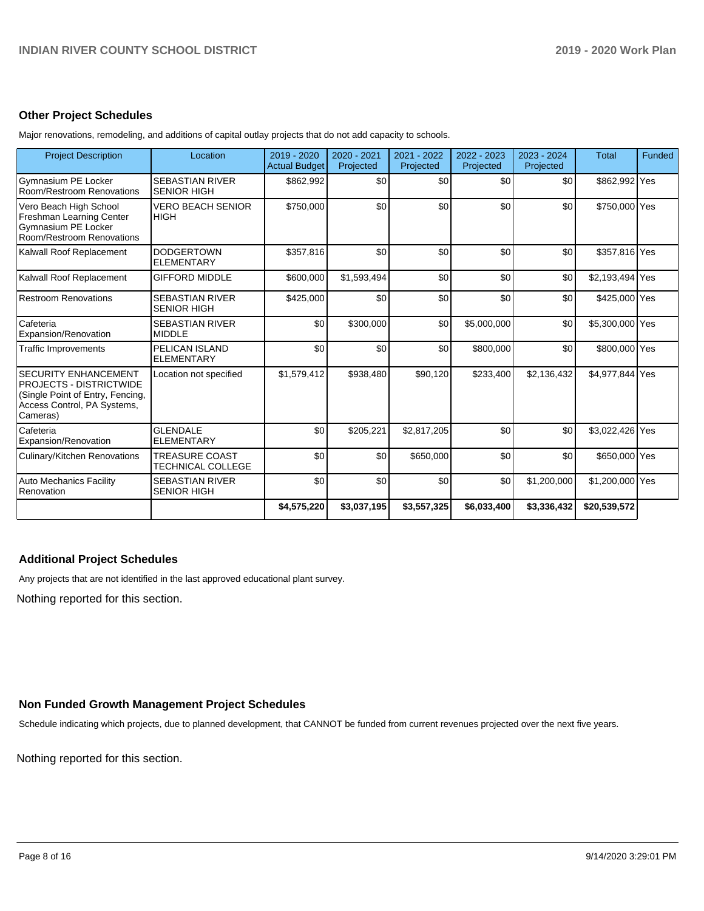## Other Project Schedules

Major renovations, remodeling, and additions of capital outlay projects that do not add capacity to schools.

| Project Description | Location | 2019 - 2020 Actual Budget | 2020 - 2021 Projected | 2021 - 2022 Projected | 2022 - 2023 Projected | 2023 - 2024 Projected | Total | Funded |
|---|---|---|---|---|---|---|---|---|
| Gymnasium PE Locker Room/Restroom Renovations | SEBASTIAN RIVER SENIOR HIGH | $862,992 | $0 | $0 | $0 | $0 | $862,992 | Yes |
| Vero Beach High School Freshman Learning Center Gymnasium PE Locker Room/Restroom Renovations | VERO BEACH SENIOR HIGH | $750,000 | $0 | $0 | $0 | $0 | $750,000 | Yes |
| Kalwall Roof Replacement | DODGERTOWN ELEMENTARY | $357,816 | $0 | $0 | $0 | $0 | $357,816 | Yes |
| Kalwall Roof Replacement | GIFFORD MIDDLE | $600,000 | $1,593,494 | $0 | $0 | $0 | $2,193,494 | Yes |
| Restroom Renovations | SEBASTIAN RIVER SENIOR HIGH | $425,000 | $0 | $0 | $0 | $0 | $425,000 | Yes |
| Cafeteria Expansion/Renovation | SEBASTIAN RIVER MIDDLE | $0 | $300,000 | $0 | $5,000,000 | $0 | $5,300,000 | Yes |
| Traffic Improvements | PELICAN ISLAND ELEMENTARY | $0 | $0 | $0 | $800,000 | $0 | $800,000 | Yes |
| SECURITY ENHANCEMENT PROJECTS - DISTRICTWIDE (Single Point of Entry, Fencing, Access Control, PA Systems, Cameras) | Location not specified | $1,579,412 | $938,480 | $90,120 | $233,400 | $2,136,432 | $4,977,844 | Yes |
| Cafeteria Expansion/Renovation | GLENDALE ELEMENTARY | $0 | $205,221 | $2,817,205 | $0 | $0 | $3,022,426 | Yes |
| Culinary/Kitchen Renovations | TREASURE COAST TECHNICAL COLLEGE | $0 | $0 | $650,000 | $0 | $0 | $650,000 | Yes |
| Auto Mechanics Facility Renovation | SEBASTIAN RIVER SENIOR HIGH | $0 | $0 | $0 | $0 | $1,200,000 | $1,200,000 | Yes |
| | | **$4,575,220** | **$3,037,195** | **$3,557,325** | **$6,033,400** | **$3,336,432** | **$20,539,572** | |

## Additional Project Schedules

Any projects that are not identified in the last approved educational plant survey.

Nothing reported for this section.

## Non Funded Growth Management Project Schedules

Schedule indicating which projects, due to planned development, that CANNOT be funded from current revenues projected over the next five years.

Nothing reported for this section.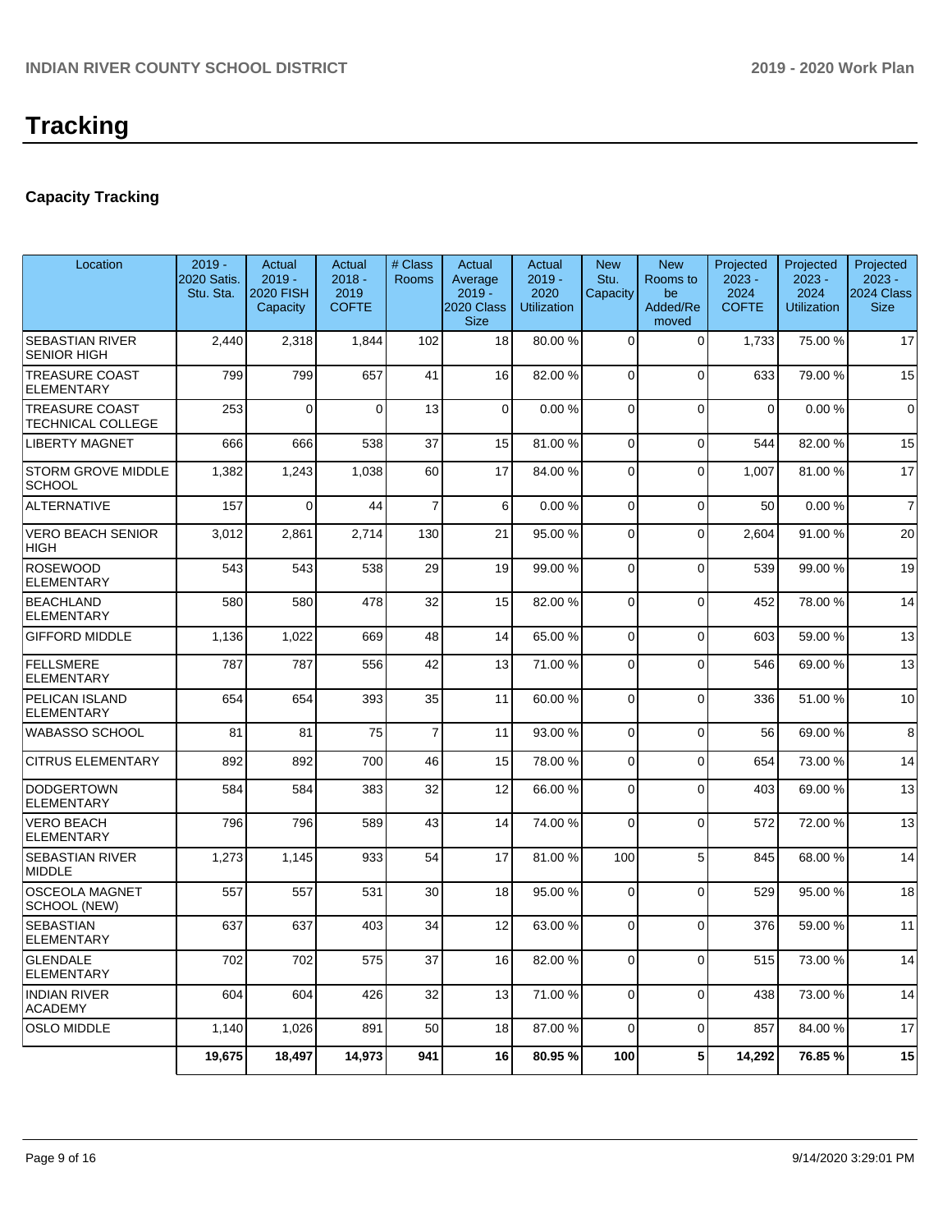# Tracking

## Capacity Tracking

| Location | 2019 - 2020 Satis. Stu. Sta. | Actual 2019 - 2020 FISH Capacity | Actual 2018 - 2019 COFTE | # Class Rooms | Actual Average 2019 - 2020 Class Size | Actual 2019 - 2020 Utilization | New Stu. Capacity | New Rooms to be Added/Removed | Projected 2023 - 2024 COFTE | Projected 2023 - 2024 Utilization | Projected 2023 - 2024 Class Size |
|---|---|---|---|---|---|---|---|---|---|---|---|
| SEBASTIAN RIVER SENIOR HIGH | 2,440 | 2,318 | 1,844 | 102 | 18 | 80.00 % | 0 | 0 | 1,733 | 75.00 % | 17 |
| TREASURE COAST ELEMENTARY | 799 | 799 | 657 | 41 | 16 | 82.00 % | 0 | 0 | 633 | 79.00 % | 15 |
| TREASURE COAST TECHNICAL COLLEGE | 253 | 0 | 0 | 13 | 0 | 0.00 % | 0 | 0 | 0 | 0.00 % | 0 |
| LIBERTY MAGNET | 666 | 666 | 538 | 37 | 15 | 81.00 % | 0 | 0 | 544 | 82.00 % | 15 |
| STORM GROVE MIDDLE SCHOOL | 1,382 | 1,243 | 1,038 | 60 | 17 | 84.00 % | 0 | 0 | 1,007 | 81.00 % | 17 |
| ALTERNATIVE | 157 | 0 | 44 | 7 | 6 | 0.00 % | 0 | 0 | 50 | 0.00 % | 7 |
| VERO BEACH SENIOR HIGH | 3,012 | 2,861 | 2,714 | 130 | 21 | 95.00 % | 0 | 0 | 2,604 | 91.00 % | 20 |
| ROSEWOOD ELEMENTARY | 543 | 543 | 538 | 29 | 19 | 99.00 % | 0 | 0 | 539 | 99.00 % | 19 |
| BEACHLAND ELEMENTARY | 580 | 580 | 478 | 32 | 15 | 82.00 % | 0 | 0 | 452 | 78.00 % | 14 |
| GIFFORD MIDDLE | 1,136 | 1,022 | 669 | 48 | 14 | 65.00 % | 0 | 0 | 603 | 59.00 % | 13 |
| FELLSMERE ELEMENTARY | 787 | 787 | 556 | 42 | 13 | 71.00 % | 0 | 0 | 546 | 69.00 % | 13 |
| PELICAN ISLAND ELEMENTARY | 654 | 654 | 393 | 35 | 11 | 60.00 % | 0 | 0 | 336 | 51.00 % | 10 |
| WABASSO SCHOOL | 81 | 81 | 75 | 7 | 11 | 93.00 % | 0 | 0 | 56 | 69.00 % | 8 |
| CITRUS ELEMENTARY | 892 | 892 | 700 | 46 | 15 | 78.00 % | 0 | 0 | 654 | 73.00 % | 14 |
| DODGERTOWN ELEMENTARY | 584 | 584 | 383 | 32 | 12 | 66.00 % | 0 | 0 | 403 | 69.00 % | 13 |
| VERO BEACH ELEMENTARY | 796 | 796 | 589 | 43 | 14 | 74.00 % | 0 | 0 | 572 | 72.00 % | 13 |
| SEBASTIAN RIVER MIDDLE | 1,273 | 1,145 | 933 | 54 | 17 | 81.00 % | 100 | 5 | 845 | 68.00 % | 14 |
| OSCEOLA MAGNET SCHOOL (NEW) | 557 | 557 | 531 | 30 | 18 | 95.00 % | 0 | 0 | 529 | 95.00 % | 18 |
| SEBASTIAN ELEMENTARY | 637 | 637 | 403 | 34 | 12 | 63.00 % | 0 | 0 | 376 | 59.00 % | 11 |
| GLENDALE ELEMENTARY | 702 | 702 | 575 | 37 | 16 | 82.00 % | 0 | 0 | 515 | 73.00 % | 14 |
| INDIAN RIVER ACADEMY | 604 | 604 | 426 | 32 | 13 | 71.00 % | 0 | 0 | 438 | 73.00 % | 14 |
| OSLO MIDDLE | 1,140 | 1,026 | 891 | 50 | 18 | 87.00 % | 0 | 0 | 857 | 84.00 % | 17 |
| | **19,675** | **18,497** | **14,973** | **941** | **16** | **80.95 %** | **100** | **5** | **14,292** | **76.85 %** | **15** |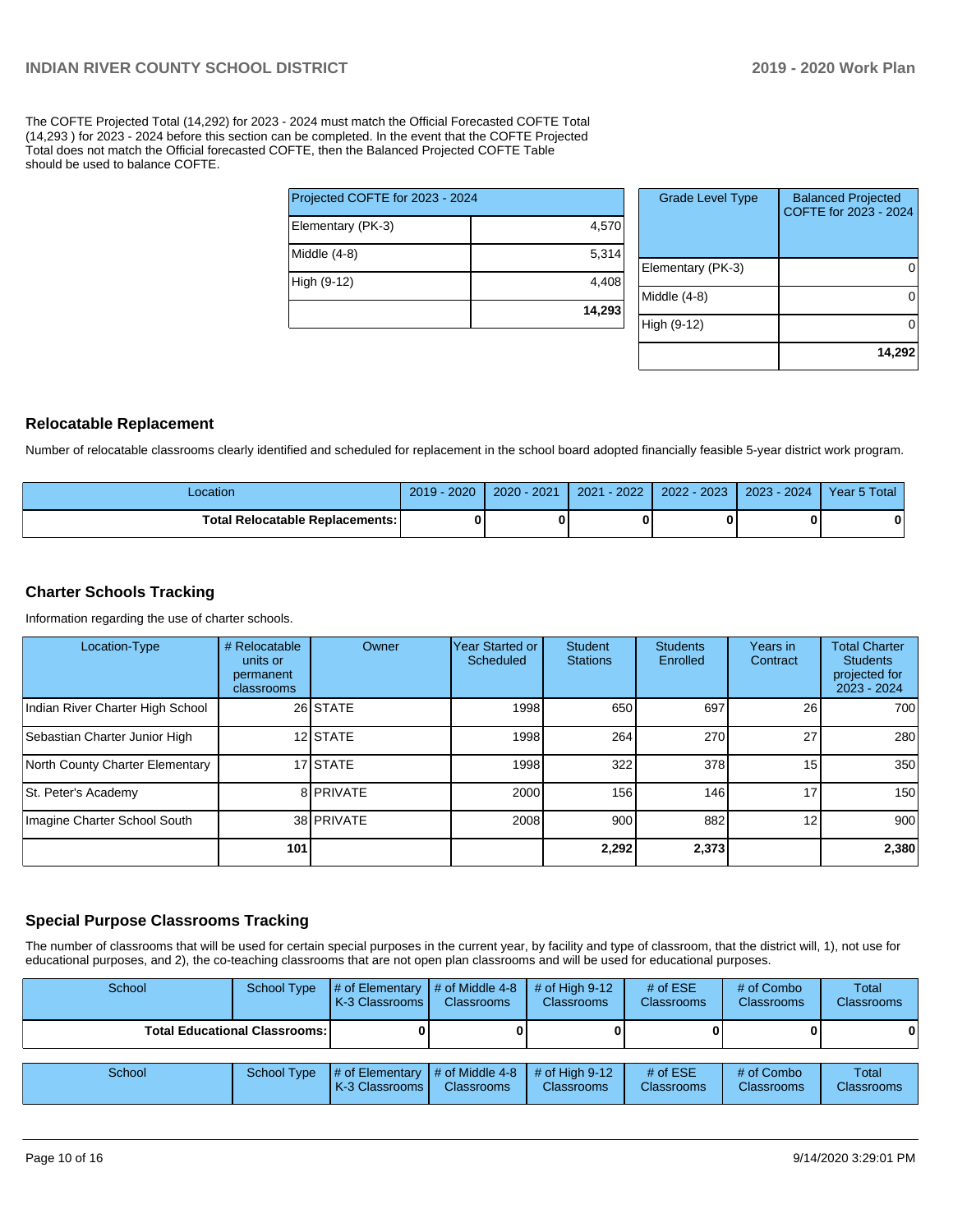The COFTE Projected Total (14,292) for 2023 - 2024 must match the Official Forecasted COFTE Total (14,293 ) for 2023 - 2024 before this section can be completed. In the event that the COFTE Projected Total does not match the Official forecasted COFTE, then the Balanced Projected COFTE Table should be used to balance COFTE.

| Projected COFTE for 2023 - 2024 | |
|---|---|
| Elementary (PK-3) | 4,570 |
| Middle (4-8) | 5,314 |
| High (9-12) | 4,408 |
| | **14,293** |

| Grade Level Type | Balanced Projected COFTE for 2023 - 2024 |
|---|---|
| Elementary (PK-3) | 0 |
| Middle (4-8) | 0 |
| High (9-12) | 0 |
| | **14,292** |

## Relocatable Replacement

Number of relocatable classrooms clearly identified and scheduled for replacement in the school board adopted financially feasible 5-year district work program.

| Location | 2019 - 2020 | 2020 - 2021 | 2021 - 2022 | 2022 - 2023 | 2023 - 2024 | Year 5 Total |
|---|---|---|---|---|---|---|
| **Total Relocatable Replacements:** | **0** | **0** | **0** | **0** | **0** | **0** |

## Charter Schools Tracking

Information regarding the use of charter schools.

| Location-Type | # Relocatable units or permanent classrooms | Owner | Year Started or Scheduled | Student Stations | Students Enrolled | Years in Contract | Total Charter Students projected for 2023 - 2024 |
|---|---|---|---|---|---|---|---|
| Indian River Charter High School | 26 | STATE | 1998 | 650 | 697 | 26 | 700 |
| Sebastian Charter Junior High | 12 | STATE | 1998 | 264 | 270 | 27 | 280 |
| North County Charter Elementary | 17 | STATE | 1998 | 322 | 378 | 15 | 350 |
| St. Peter's Academy | 8 | PRIVATE | 2000 | 156 | 146 | 17 | 150 |
| Imagine Charter School South | 38 | PRIVATE | 2008 | 900 | 882 | 12 | 900 |
| | **101** | | | **2,292** | **2,373** | | **2,380** |

## Special Purpose Classrooms Tracking

The number of classrooms that will be used for certain special purposes in the current year, by facility and type of classroom, that the district will, 1), not use for educational purposes, and 2), the co-teaching classrooms that are not open plan classrooms and will be used for educational purposes.

| School | School Type | # of Elementary K-3 Classrooms | # of Middle 4-8 Classrooms | # of High 9-12 Classrooms | # of ESE Classrooms | # of Combo Classrooms | Total Classrooms |
|---|---|---|---|---|---|---|---|
| **Total Educational Classrooms:** | | **0** | **0** | **0** | **0** | **0** | **0** |

| School | School Type | # of Elementary K-3 Classrooms | # of Middle 4-8 Classrooms | # of High 9-12 Classrooms | # of ESE Classrooms | # of Combo Classrooms | Total Classrooms |
|---|---|---|---|---|---|---|---|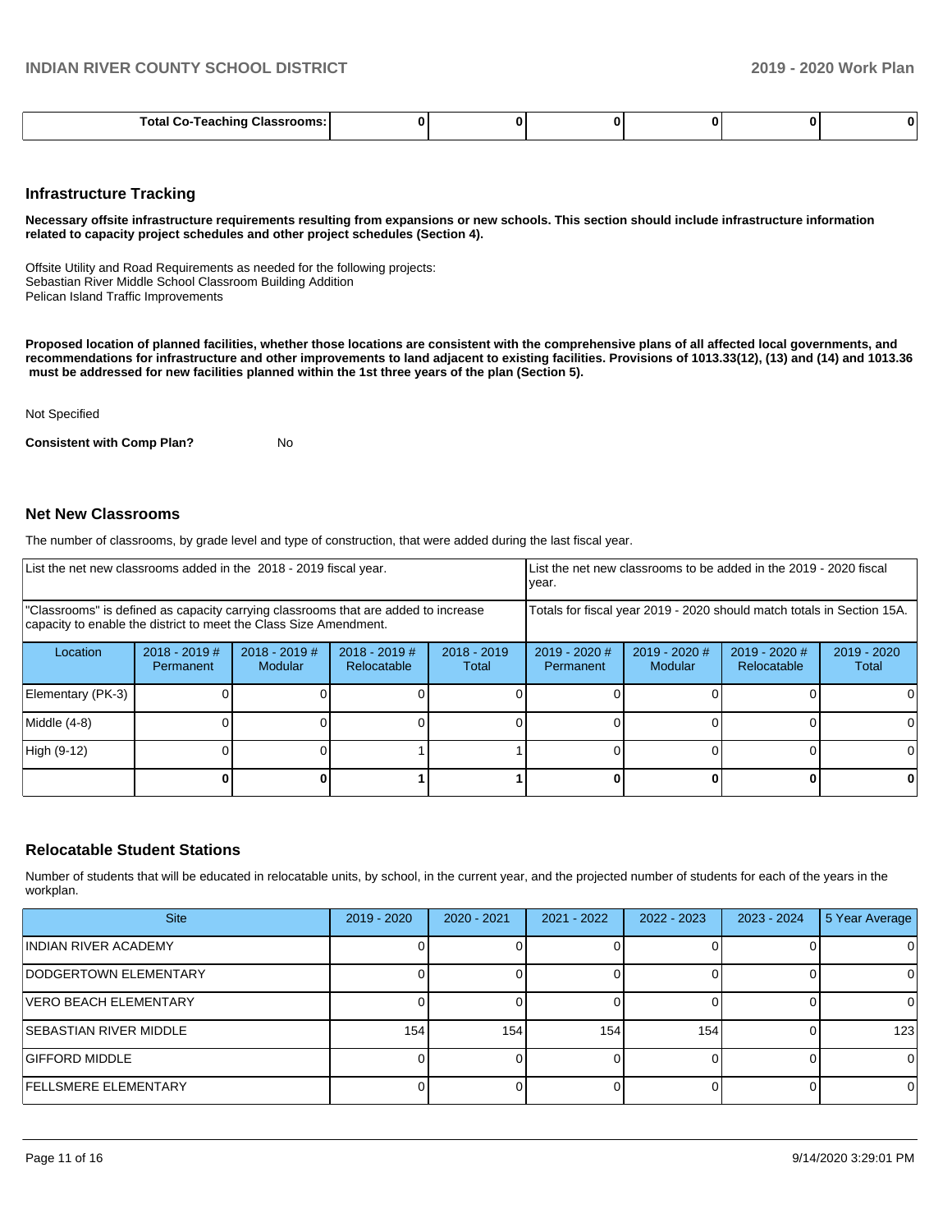| Total Co-Teaching Classrooms: | 0 | 0 | 0 | 0 | 0 | 0 |
|---|---|---|---|---|---|---|

## Infrastructure Tracking

**Necessary offsite infrastructure requirements resulting from expansions or new schools. This section should include infrastructure information related to capacity project schedules and other project schedules (Section 4).**

Offsite Utility and Road Requirements as needed for the following projects:
Sebastian River Middle School Classroom Building Addition
Pelican Island Traffic Improvements

**Proposed location of planned facilities, whether those locations are consistent with the comprehensive plans of all affected local governments, and recommendations for infrastructure and other improvements to land adjacent to existing facilities. Provisions of 1013.33(12), (13) and (14) and 1013.36 must be addressed for new facilities planned within the 1st three years of the plan (Section 5).**

Not Specified

**Consistent with Comp Plan?** No

## Net New Classrooms

The number of classrooms, by grade level and type of construction, that were added during the last fiscal year.

| List the net new classrooms added in the 2018 - 2019 fiscal year. | | | | List the net new classrooms to be added in the 2019 - 2020 fiscal year. | | | |
|---|---|---|---|---|---|---|---|
| "Classrooms" is defined as capacity carrying classrooms that are added to increase capacity to enable the district to meet the Class Size Amendment. | | | | Totals for fiscal year 2019 - 2020 should match totals in Section 15A. | | | |
| Location | 2018 - 2019 # Permanent | 2018 - 2019 # Modular | 2018 - 2019 # Relocatable | 2018 - 2019 Total | 2019 - 2020 # Permanent | 2019 - 2020 # Modular | 2019 - 2020 # Relocatable | 2019 - 2020 Total |
| Elementary (PK-3) | 0 | 0 | 0 | 0 | 0 | 0 | 0 | 0 |
| Middle (4-8) | 0 | 0 | 0 | 0 | 0 | 0 | 0 | 0 |
| High (9-12) | 0 | 0 | 1 | 1 | 0 | 0 | 0 | 0 |
| | 0 | 0 | 1 | 1 | 0 | 0 | 0 | 0 |

## Relocatable Student Stations

Number of students that will be educated in relocatable units, by school, in the current year, and the projected number of students for each of the years in the workplan.

| Site | 2019 - 2020 | 2020 - 2021 | 2021 - 2022 | 2022 - 2023 | 2023 - 2024 | 5 Year Average |
|---|---|---|---|---|---|---|
| INDIAN RIVER ACADEMY | 0 | 0 | 0 | 0 | 0 | 0 |
| DODGERTOWN ELEMENTARY | 0 | 0 | 0 | 0 | 0 | 0 |
| VERO BEACH ELEMENTARY | 0 | 0 | 0 | 0 | 0 | 0 |
| SEBASTIAN RIVER MIDDLE | 154 | 154 | 154 | 154 | 0 | 123 |
| GIFFORD MIDDLE | 0 | 0 | 0 | 0 | 0 | 0 |
| FELLSMERE ELEMENTARY | 0 | 0 | 0 | 0 | 0 | 0 |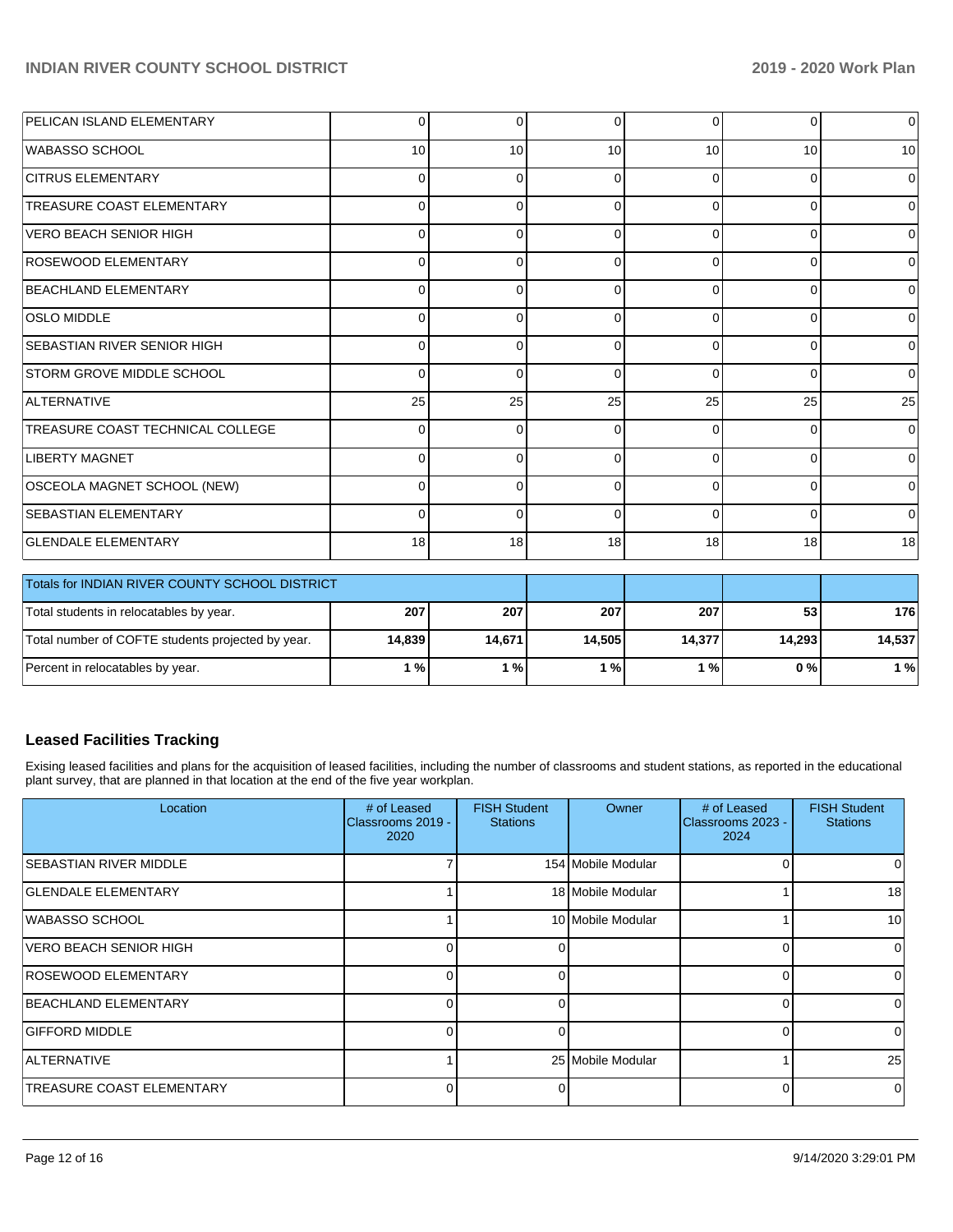| | | | | | | |
|---|---|---|---|---|---|---|
| PELICAN ISLAND ELEMENTARY | 0 | 0 | 0 | 0 | 0 | 0 |
| WABASSO SCHOOL | 10 | 10 | 10 | 10 | 10 | 10 |
| CITRUS ELEMENTARY | 0 | 0 | 0 | 0 | 0 | 0 |
| TREASURE COAST ELEMENTARY | 0 | 0 | 0 | 0 | 0 | 0 |
| VERO BEACH SENIOR HIGH | 0 | 0 | 0 | 0 | 0 | 0 |
| ROSEWOOD ELEMENTARY | 0 | 0 | 0 | 0 | 0 | 0 |
| BEACHLAND ELEMENTARY | 0 | 0 | 0 | 0 | 0 | 0 |
| OSLO MIDDLE | 0 | 0 | 0 | 0 | 0 | 0 |
| SEBASTIAN RIVER SENIOR HIGH | 0 | 0 | 0 | 0 | 0 | 0 |
| STORM GROVE MIDDLE SCHOOL | 0 | 0 | 0 | 0 | 0 | 0 |
| ALTERNATIVE | 25 | 25 | 25 | 25 | 25 | 25 |
| TREASURE COAST TECHNICAL COLLEGE | 0 | 0 | 0 | 0 | 0 | 0 |
| LIBERTY MAGNET | 0 | 0 | 0 | 0 | 0 | 0 |
| OSCEOLA MAGNET SCHOOL (NEW) | 0 | 0 | 0 | 0 | 0 | 0 |
| SEBASTIAN ELEMENTARY | 0 | 0 | 0 | 0 | 0 | 0 |
| GLENDALE ELEMENTARY | 18 | 18 | 18 | 18 | 18 | 18 |

| Totals for INDIAN RIVER COUNTY SCHOOL DISTRICT | | | | | | |
|---|---|---|---|---|---|---|
| Total students in relocatables by year. | **207** | **207** | **207** | **207** | **53** | **176** |
| Total number of COFTE students projected by year. | **14,839** | **14,671** | **14,505** | **14,377** | **14,293** | **14,537** |
| Percent in relocatables by year. | **1 %** | **1 %** | **1 %** | **1 %** | **0 %** | **1 %** |

## Leased Facilities Tracking

Exising leased facilities and plans for the acquisition of leased facilities, including the number of classrooms and student stations, as reported in the educational plant survey, that are planned in that location at the end of the five year workplan.

| Location | # of Leased Classrooms 2019 - 2020 | FISH Student Stations | Owner | # of Leased Classrooms 2023 - 2024 | FISH Student Stations |
|---|---|---|---|---|---|
| SEBASTIAN RIVER MIDDLE | 7 | 154 | Mobile Modular | 0 | 0 |
| GLENDALE ELEMENTARY | 1 | 18 | Mobile Modular | 1 | 18 |
| WABASSO SCHOOL | 1 | 10 | Mobile Modular | 1 | 10 |
| VERO BEACH SENIOR HIGH | 0 | 0 | | 0 | 0 |
| ROSEWOOD ELEMENTARY | 0 | 0 | | 0 | 0 |
| BEACHLAND ELEMENTARY | 0 | 0 | | 0 | 0 |
| GIFFORD MIDDLE | 0 | 0 | | 0 | 0 |
| ALTERNATIVE | 1 | 25 | Mobile Modular | 1 | 25 |
| TREASURE COAST ELEMENTARY | 0 | 0 | | 0 | 0 |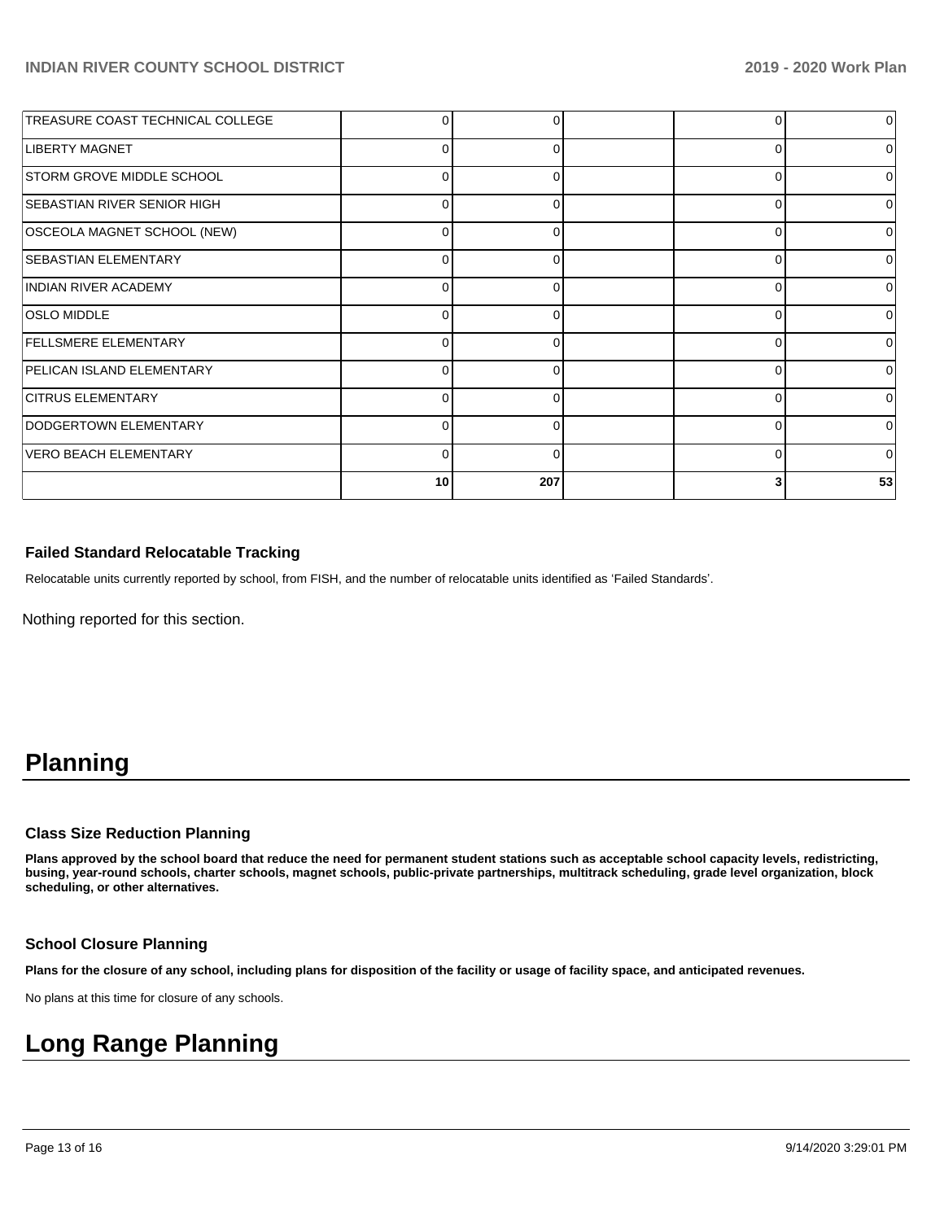| | | | | | |
|---|---|---|---|---|---|
| TREASURE COAST TECHNICAL COLLEGE | 0 | 0 | | 0 | 0 |
| LIBERTY MAGNET | 0 | 0 | | 0 | 0 |
| STORM GROVE MIDDLE SCHOOL | 0 | 0 | | 0 | 0 |
| SEBASTIAN RIVER SENIOR HIGH | 0 | 0 | | 0 | 0 |
| OSCEOLA MAGNET SCHOOL (NEW) | 0 | 0 | | 0 | 0 |
| SEBASTIAN ELEMENTARY | 0 | 0 | | 0 | 0 |
| INDIAN RIVER ACADEMY | 0 | 0 | | 0 | 0 |
| OSLO MIDDLE | 0 | 0 | | 0 | 0 |
| FELLSMERE ELEMENTARY | 0 | 0 | | 0 | 0 |
| PELICAN ISLAND ELEMENTARY | 0 | 0 | | 0 | 0 |
| CITRUS ELEMENTARY | 0 | 0 | | 0 | 0 |
| DODGERTOWN ELEMENTARY | 0 | 0 | | 0 | 0 |
| VERO BEACH ELEMENTARY | 0 | 0 | | 0 | 0 |
| | **10** | **207** | | **3** | **53** |

### Failed Standard Relocatable Tracking

Relocatable units currently reported by school, from FISH, and the number of relocatable units identified as 'Failed Standards'.

Nothing reported for this section.

# Planning

### Class Size Reduction Planning

**Plans approved by the school board that reduce the need for permanent student stations such as acceptable school capacity levels, redistricting, busing, year-round schools, charter schools, magnet schools, public-private partnerships, multitrack scheduling, grade level organization, block scheduling, or other alternatives.**

### School Closure Planning

**Plans for the closure of any school, including plans for disposition of the facility or usage of facility space, and anticipated revenues.**

No plans at this time for closure of any schools.

# Long Range Planning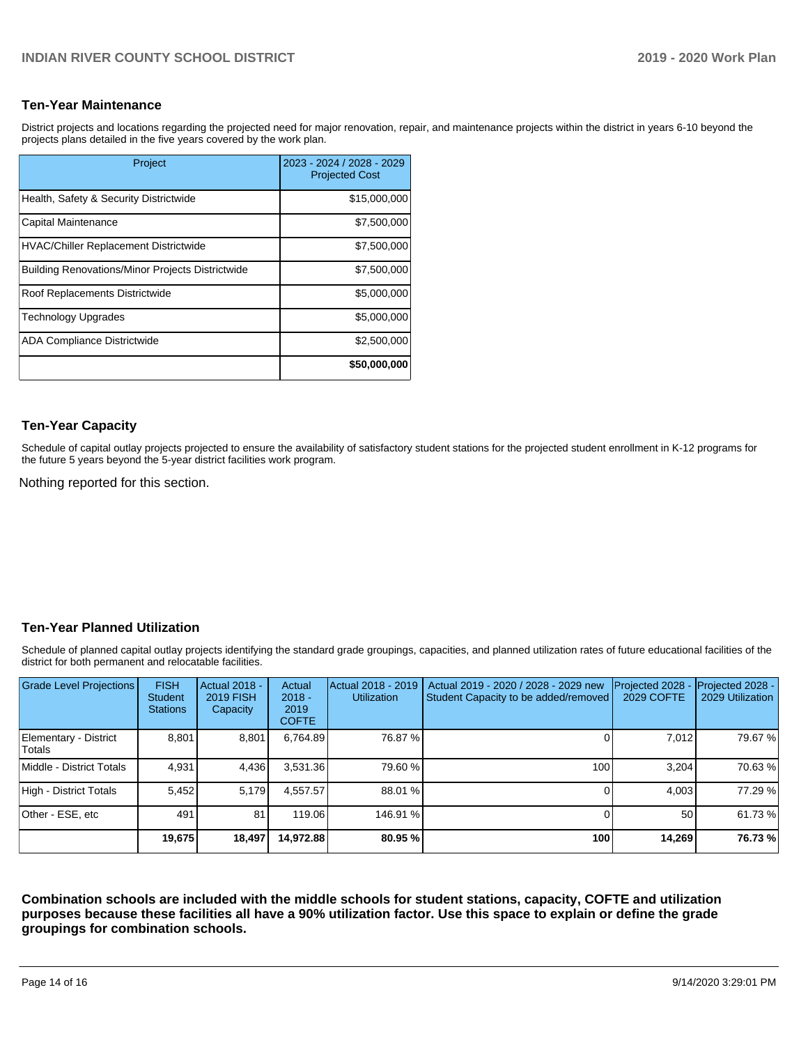## Ten-Year Maintenance

District projects and locations regarding the projected need for major renovation, repair, and maintenance projects within the district in years 6-10 beyond the projects plans detailed in the five years covered by the work plan.

| Project | 2023 - 2024 / 2028 - 2029 Projected Cost |
|---|---|
| Health, Safety & Security Districtwide | $15,000,000 |
| Capital Maintenance | $7,500,000 |
| HVAC/Chiller Replacement Districtwide | $7,500,000 |
| Building Renovations/Minor Projects Districtwide | $7,500,000 |
| Roof Replacements Districtwide | $5,000,000 |
| Technology Upgrades | $5,000,000 |
| ADA Compliance Districtwide | $2,500,000 |
| | **$50,000,000** |

## Ten-Year Capacity

Schedule of capital outlay projects projected to ensure the availability of satisfactory student stations for the projected student enrollment in K-12 programs for the future 5 years beyond the 5-year district facilities work program.

Nothing reported for this section.

## Ten-Year Planned Utilization

Schedule of planned capital outlay projects identifying the standard grade groupings, capacities, and planned utilization rates of future educational facilities of the district for both permanent and relocatable facilities.

| Grade Level Projections | FISH Student Stations | Actual 2018 - 2019 FISH Capacity | Actual 2018 - 2019 COFTE | Actual 2018 - 2019 Utilization | Actual 2019 - 2020 / 2028 - 2029 new Student Capacity to be added/removed | Projected 2028 - 2029 COFTE | Projected 2028 - 2029 Utilization |
|---|---|---|---|---|---|---|---|
| Elementary - District Totals | 8,801 | 8,801 | 6,764.89 | 76.87 % | 0 | 7,012 | 79.67 % |
| Middle - District Totals | 4,931 | 4,436 | 3,531.36 | 79.60 % | 100 | 3,204 | 70.63 % |
| High - District Totals | 5,452 | 5,179 | 4,557.57 | 88.01 % | 0 | 4,003 | 77.29 % |
| Other - ESE, etc | 491 | 81 | 119.06 | 146.91 % | 0 | 50 | 61.73 % |
| | **19,675** | **18,497** | **14,972.88** | **80.95 %** | **100** | **14,269** | **76.73 %** |

**Combination schools are included with the middle schools for student stations, capacity, COFTE and utilization purposes because these facilities all have a 90% utilization factor. Use this space to explain or define the grade groupings for combination schools.**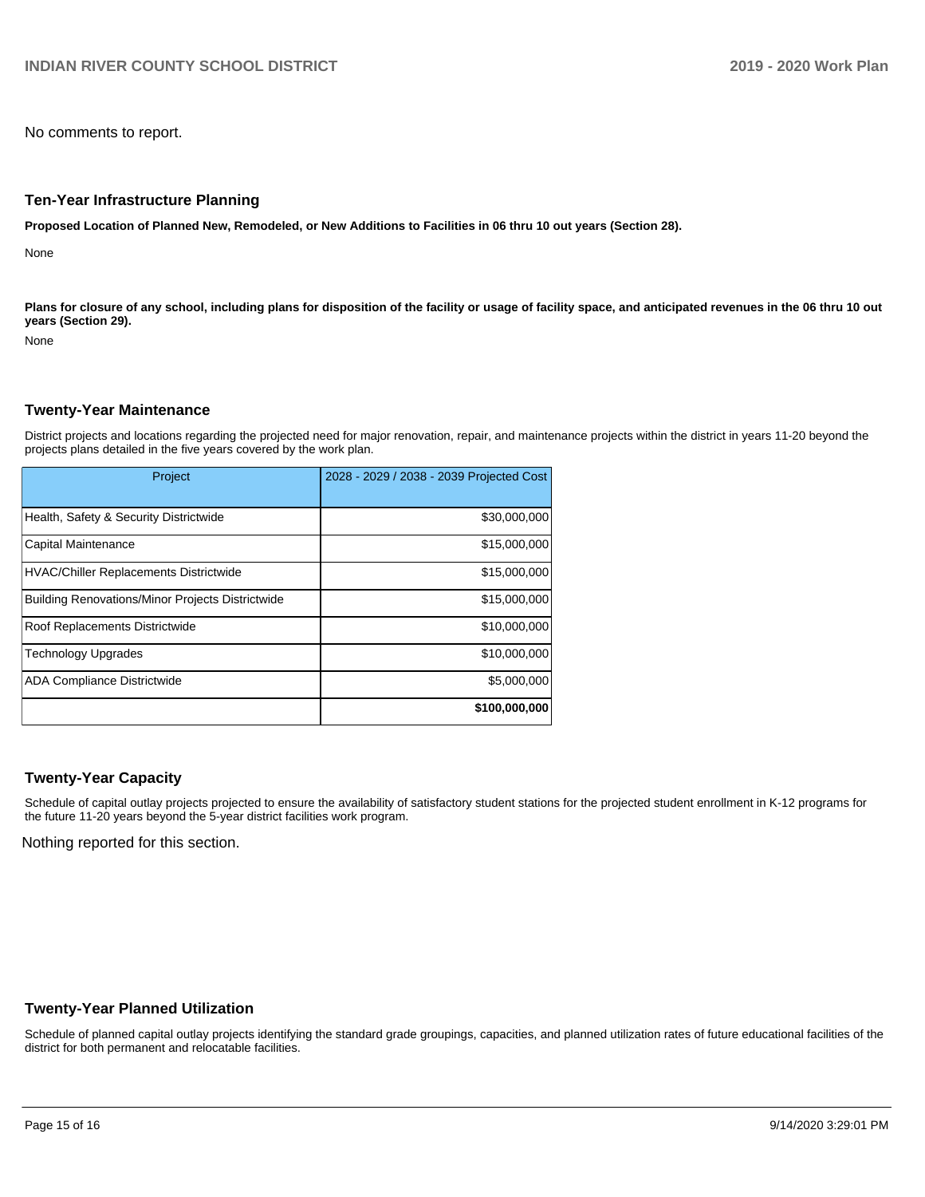No comments to report.

## Ten-Year Infrastructure Planning

**Proposed Location of Planned New, Remodeled, or New Additions to Facilities in 06 thru 10 out years (Section 28).**

None

**Plans for closure of any school, including plans for disposition of the facility or usage of facility space, and anticipated revenues in the 06 thru 10 out years (Section 29).**

None

## Twenty-Year Maintenance

District projects and locations regarding the projected need for major renovation, repair, and maintenance projects within the district in years 11-20 beyond the projects plans detailed in the five years covered by the work plan.

| Project | 2028 - 2029 / 2038 - 2039 Projected Cost |
|---|---|
| Health, Safety & Security Districtwide | $30,000,000 |
| Capital Maintenance | $15,000,000 |
| HVAC/Chiller Replacements Districtwide | $15,000,000 |
| Building Renovations/Minor Projects Districtwide | $15,000,000 |
| Roof Replacements Districtwide | $10,000,000 |
| Technology Upgrades | $10,000,000 |
| ADA Compliance Districtwide | $5,000,000 |
| | **$100,000,000** |

## Twenty-Year Capacity

Schedule of capital outlay projects projected to ensure the availability of satisfactory student stations for the projected student enrollment in K-12 programs for the future 11-20 years beyond the 5-year district facilities work program.

Nothing reported for this section.

## Twenty-Year Planned Utilization

Schedule of planned capital outlay projects identifying the standard grade groupings, capacities, and planned utilization rates of future educational facilities of the district for both permanent and relocatable facilities.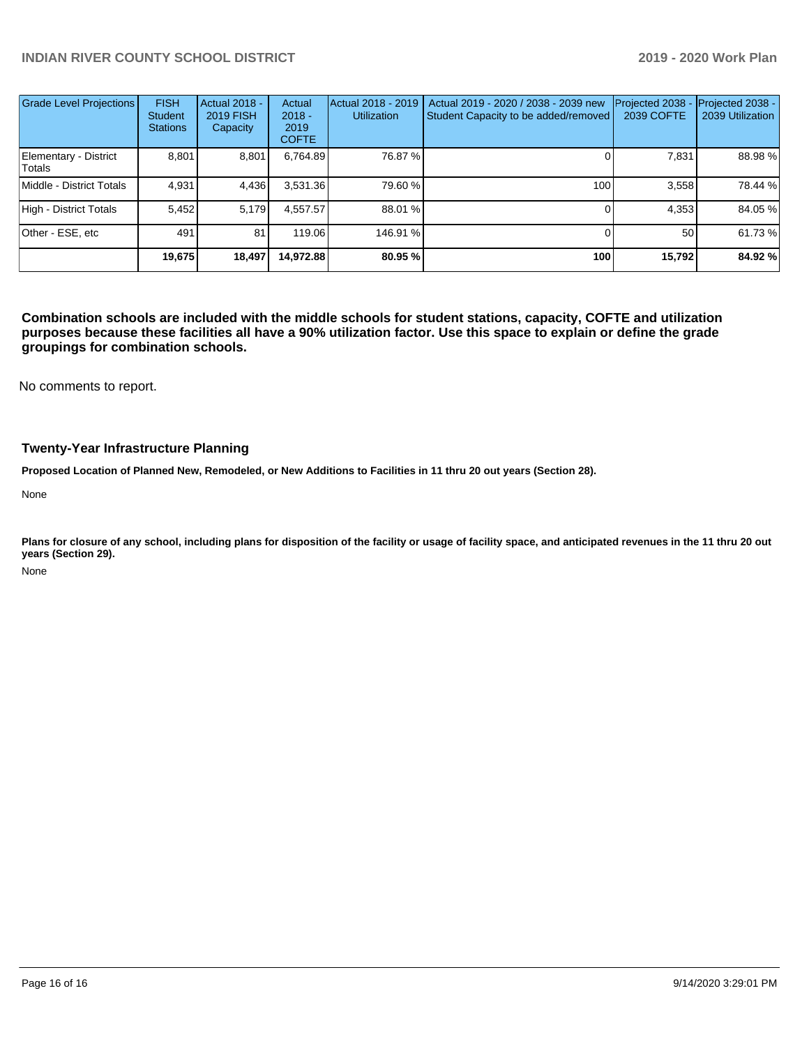| Grade Level Projections | FISH Student Stations | Actual 2018 - 2019 FISH Capacity | Actual 2018 - 2019 COFTE | Actual 2018 - 2019 Utilization | Actual 2019 - 2020 / 2038 - 2039 new Student Capacity to be added/removed | Projected 2038 - 2039 COFTE | Projected 2038 - 2039 Utilization |
|---|---|---|---|---|---|---|---|
| Elementary - District Totals | 8,801 | 8,801 | 6,764.89 | 76.87 % | 0 | 7,831 | 88.98 % |
| Middle - District Totals | 4,931 | 4,436 | 3,531.36 | 79.60 % | 100 | 3,558 | 78.44 % |
| High - District Totals | 5,452 | 5,179 | 4,557.57 | 88.01 % | 0 | 4,353 | 84.05 % |
| Other - ESE, etc | 491 | 81 | 119.06 | 146.91 % | 0 | 50 | 61.73 % |
| | **19,675** | **18,497** | **14,972.88** | **80.95 %** | **100** | **15,792** | **84.92 %** |

**Combination schools are included with the middle schools for student stations, capacity, COFTE and utilization purposes because these facilities all have a 90% utilization factor. Use this space to explain or define the grade groupings for combination schools.**

No comments to report.

## Twenty-Year Infrastructure Planning

**Proposed Location of Planned New, Remodeled, or New Additions to Facilities in 11 thru 20 out years (Section 28).**

None

**Plans for closure of any school, including plans for disposition of the facility or usage of facility space, and anticipated revenues in the 11 thru 20 out years (Section 29).**

None